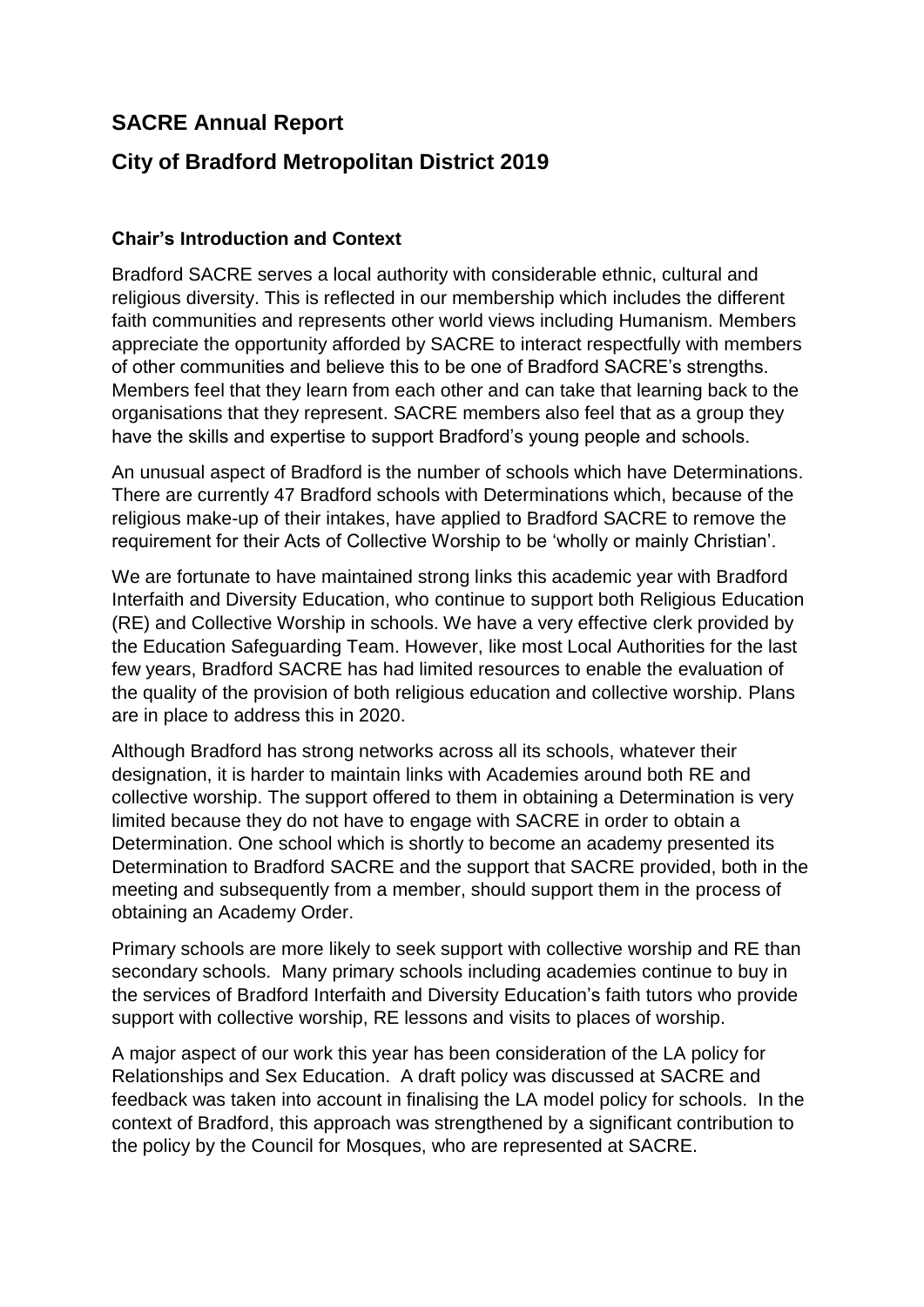# SACRE Annual Report

# City of Bradford Metropolitan District 2019

### Chair's Introduction and Context

Bradford SACRE serves a local authority with considerable ethnic, cultural and religious diversity. This is reflected in our membership which includes the different faith communities and represents other world views including Humanism. Members appreciate the opportunity afforded by SACRE to interact respectfully with members of other communities and believe this to be one of Bradford SACRE's strengths. Members feel that they learn from each other and can take that learning back to the organisations that they represent. SACRE members also feel that as a group they have the skills and expertise to support Bradford's young people and schools.

An unusual aspect of Bradford is the number of schools which have Determinations. There are currently 47 Bradford schools with Determinations which, because of the religious make-up of their intakes, have applied to Bradford SACRE to remove the requirement for their Acts of Collective Worship to be 'wholly or mainly Christian'.

We are fortunate to have maintained strong links this academic year with Bradford Interfaith and Diversity Education, who continue to support both Religious Education (RE) and Collective Worship in schools. We have a very effective clerk provided by the Education Safeguarding Team. However, like most Local Authorities for the last few years, Bradford SACRE has had limited resources to enable the evaluation of the quality of the provision of both religious education and collective worship. Plans are in place to address this in 2020.

Although Bradford has strong networks across all its schools, whatever their designation, it is harder to maintain links with Academies around both RE and collective worship. The support offered to them in obtaining a Determination is very limited because they do not have to engage with SACRE in order to obtain a Determination. One school which is shortly to become an academy presented its Determination to Bradford SACRE and the support that SACRE provided, both in the meeting and subsequently from a member, should support them in the process of obtaining an Academy Order.

Primary schools are more likely to seek support with collective worship and RE than secondary schools. Many primary schools including academies continue to buy in the services of Bradford Interfaith and Diversity Education's faith tutors who provide support with collective worship, RE lessons and visits to places of worship.

A major aspect of our work this year has been consideration of the LA policy for Relationships and Sex Education. A draft policy was discussed at SACRE and feedback was taken into account in finalising the LA model policy for schools. In the context of Bradford, this approach was strengthened by a significant contribution to the policy by the Council for Mosques, who are represented at SACRE.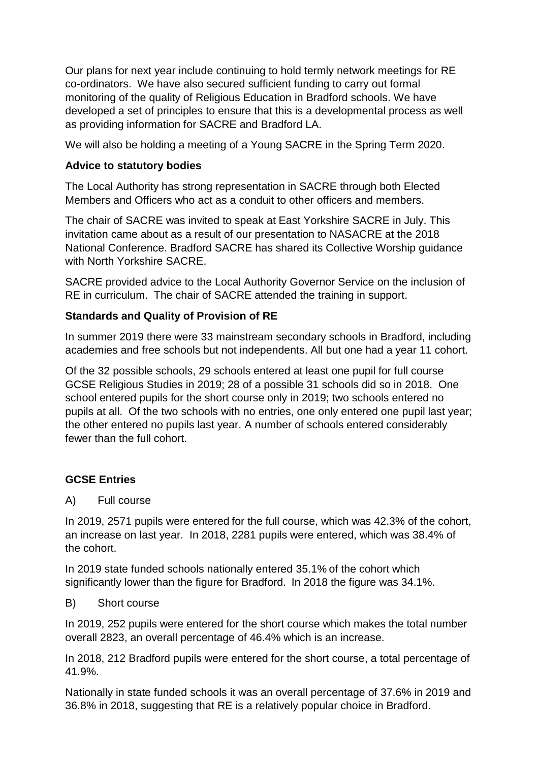Our plans for next year include continuing to hold termly network meetings for RE co-ordinators. We have also secured sufficient funding to carry out formal monitoring of the quality of Religious Education in Bradford schools. We have developed a set of principles to ensure that this is a developmental process as well as providing information for SACRE and Bradford LA.

We will also be holding a meeting of a Young SACRE in the Spring Term 2020.

### Advice to statutory bodies

The Local Authority has strong representation in SACRE through both Elected Members and Officers who act as a conduit to other officers and members.

The chair of SACRE was invited to speak at East Yorkshire SACRE in July. This invitation came about as a result of our presentation to NASACRE at the 2018 National Conference. Bradford SACRE has shared its Collective Worship guidance with North Yorkshire SACRE.

SACRE provided advice to the Local Authority Governor Service on the inclusion of RE in curriculum. The chair of SACRE attended the training in support.

### Standards and Quality of Provision of RE

In summer 2019 there were 33 mainstream secondary schools in Bradford, including academies and free schools but not independents. All but one had a year 11 cohort.

Of the 32 possible schools, 29 schools entered at least one pupil for full course GCSE Religious Studies in 2019; 28 of a possible 31 schools did so in 2018. One school entered pupils for the short course only in 2019; two schools entered no pupils at all. Of the two schools with no entries, one only entered one pupil last year; the other entered no pupils last year. A number of schools entered considerably fewer than the full cohort.

### GCSE Entries

A) Full course

In 2019, 2571 pupils were entered for the full course, which was 42.3% of the cohort, an increase on last year. In 2018, 2281 pupils were entered, which was 38.4% of the cohort.

In 2019 state funded schools nationally entered 35.1% of the cohort which significantly lower than the figure for Bradford. In 2018 the figure was 34.1%.

B) Short course

In 2019, 252 pupils were entered for the short course which makes the total number overall 2823, an overall percentage of 46.4% which is an increase.

In 2018, 212 Bradford pupils were entered for the short course, a total percentage of 41.9%.

Nationally in state funded schools it was an overall percentage of 37.6% in 2019 and 36.8% in 2018, suggesting that RE is a relatively popular choice in Bradford.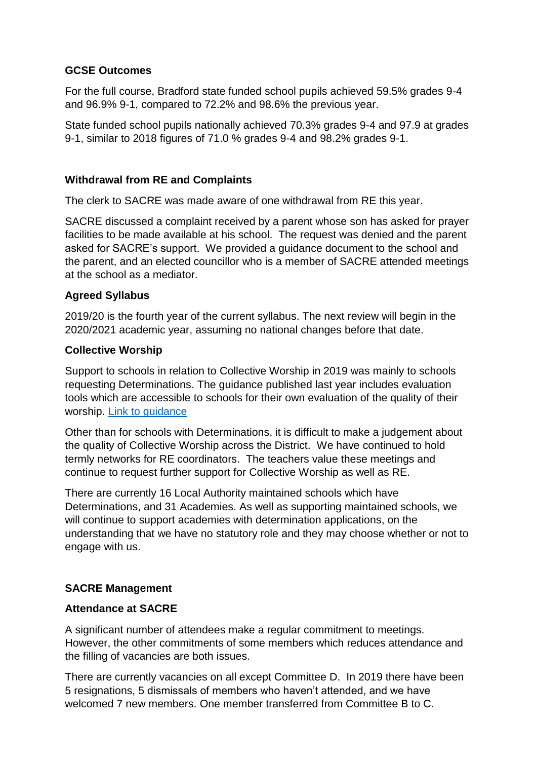### GCSE Outcomes

For the full course, Bradford state funded school pupils achieved 59.5% grades 9-4 and 96.9% 9-1, compared to 72.2% and 98.6% the previous year.

State funded school pupils nationally achieved 70.3% grades 9-4 and 97.9 at grades 9-1, similar to 2018 figures of 71.0 % grades 9-4 and 98.2% grades 9-1.

### Withdrawal from RE and Complaints

The clerk to SACRE was made aware of one withdrawal from RE this year.

SACRE discussed a complaint received by a parent whose son has asked for prayer facilities to be made available at his school. The request was denied and the parent asked for SACRE's support. We provided a guidance document to the school and the parent, and an elected councillor who is a member of SACRE attended meetings at the school as a mediator.

### Agreed Syllabus

2019/20 is the fourth year of the current syllabus. The next review will begin in the 2020/2021 academic year, assuming no national changes before that date.

### Collective Worship

Support to schools in relation to Collective Worship in 2019 was mainly to schools requesting Determinations. The guidance published last year includes evaluation tools which are accessible to schools for their own evaluation of the quality of their worship. [Link to guidance]

Other than for schools with Determinations, it is difficult to make a judgement about the quality of Collective Worship across the District. We have continued to hold termly networks for RE coordinators. The teachers value these meetings and continue to request further support for Collective Worship as well as RE.

There are currently 16 Local Authority maintained schools which have Determinations, and 31 Academies. As well as supporting maintained schools, we will continue to support academies with determination applications, on the understanding that we have no statutory role and they may choose whether or not to engage with us.

### SACRE Management

### Attendance at SACRE

A significant number of attendees make a regular commitment to meetings. However, the other commitments of some members which reduces attendance and the filling of vacancies are both issues.

There are currently vacancies on all except Committee D. In 2019 there have been 5 resignations, 5 dismissals of members who haven't attended, and we have welcomed 7 new members. One member transferred from Committee B to C.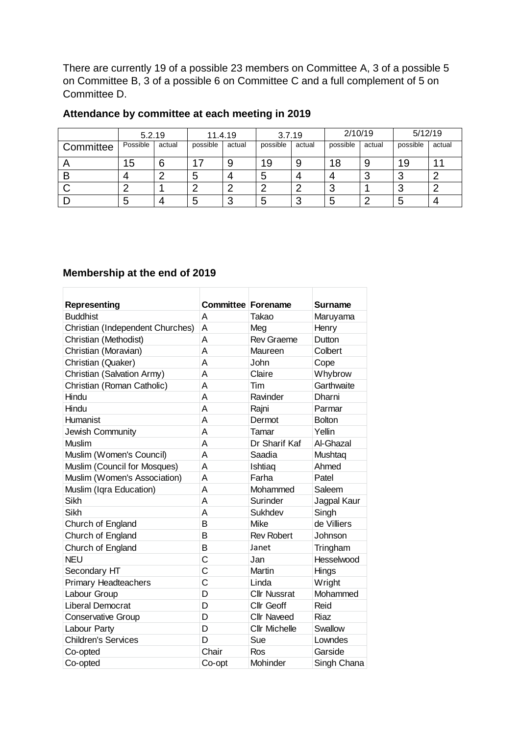There are currently 19 of a possible 23 members on Committee A, 3 of a possible 5 on Committee B, 3 of a possible 6 on Committee C and a full complement of 5 on Committee D.

### Attendance by committee at each meeting in 2019

| | 5.2.19 | | 11.4.19 | | 3.7.19 | | 2/10/19 | | 5/12/19 | |
|---|---|---|---|---|---|---|---|---|---|---|
| Committee | Possible | actual | possible | actual | possible | actual | possible | actual | possible | actual |
| A | 15 | 6 | 17 | 9 | 19 | 9 | 18 | 9 | 19 | 11 |
| B | 4 | 2 | 5 | 4 | 5 | 4 | 4 | 3 | 3 | 2 |
| C | 2 | 1 | 2 | 2 | 2 | 2 | 3 | 1 | 3 | 2 |
| D | 5 | 4 | 5 | 3 | 5 | 3 | 5 | 2 | 5 | 4 |

### Membership at the end of 2019

| Representing | Committee | Forename | Surname |
|---|---|---|---|
| Buddhist | A | Takao | Maruyama |
| Christian (Independent Churches) | A | Meg | Henry |
| Christian (Methodist) | A | Rev Graeme | Dutton |
| Christian (Moravian) | A | Maureen | Colbert |
| Christian (Quaker) | A | John | Cope |
| Christian (Salvation Army) | A | Claire | Whybrow |
| Christian (Roman Catholic) | A | Tim | Garthwaite |
| Hindu | A | Ravinder | Dharni |
| Hindu | A | Rajni | Parmar |
| Humanist | A | Dermot | Bolton |
| Jewish Community | A | Tamar | Yellin |
| Muslim | A | Dr Sharif Kaf | Al-Ghazal |
| Muslim (Women's Council) | A | Saadia | Mushtaq |
| Muslim (Council for Mosques) | A | Ishtiaq | Ahmed |
| Muslim (Women's Association) | A | Farha | Patel |
| Muslim (Iqra Education) | A | Mohammed | Saleem |
| Sikh | A | Surinder | Jagpal Kaur |
| Sikh | A | Sukhdev | Singh |
| Church of England | B | Mike | de Villiers |
| Church of England | B | Rev Robert | Johnson |
| Church of England | B | Janet | Tringham |
| NEU | C | Jan | Hesselwood |
| Secondary HT | C | Martin | Hings |
| Primary Headteachers | C | Linda | Wright |
| Labour Group | D | Cllr Nussrat | Mohammed |
| Liberal Democrat | D | Cllr Geoff | Reid |
| Conservative Group | D | Cllr Naveed | Riaz |
| Labour Party | D | Cllr Michelle | Swallow |
| Children's Services | D | Sue | Lowndes |
| Co-opted | Chair | Ros | Garside |
| Co-opted | Co-opt | Mohinder | Singh Chana |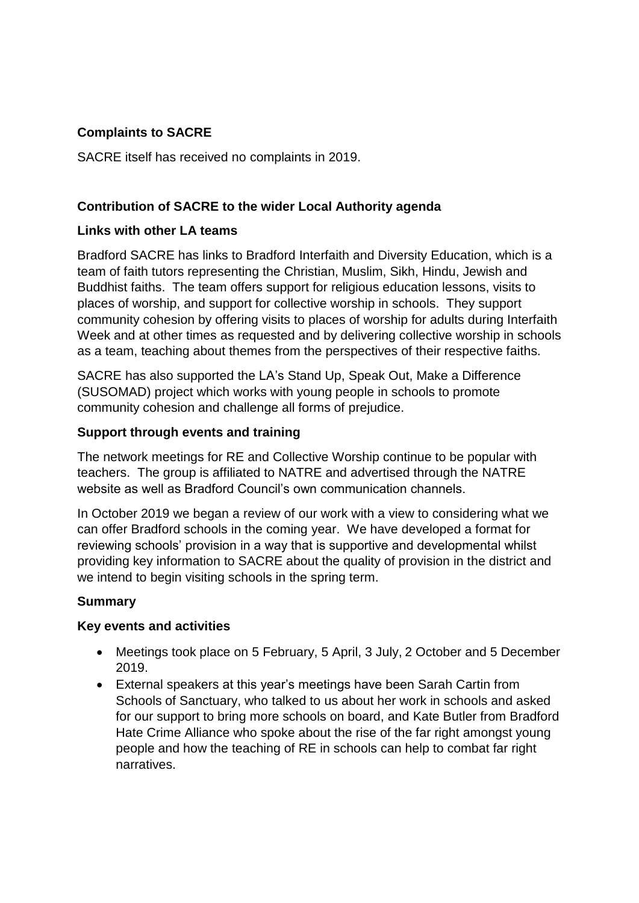## Complaints to SACRE

SACRE itself has received no complaints in 2019.

## Contribution of SACRE to the wider Local Authority agenda

### Links with other LA teams

Bradford SACRE has links to Bradford Interfaith and Diversity Education, which is a team of faith tutors representing the Christian, Muslim, Sikh, Hindu, Jewish and Buddhist faiths. The team offers support for religious education lessons, visits to places of worship, and support for collective worship in schools. They support community cohesion by offering visits to places of worship for adults during Interfaith Week and at other times as requested and by delivering collective worship in schools as a team, teaching about themes from the perspectives of their respective faiths.

SACRE has also supported the LA's Stand Up, Speak Out, Make a Difference (SUSOMAD) project which works with young people in schools to promote community cohesion and challenge all forms of prejudice.

### Support through events and training

The network meetings for RE and Collective Worship continue to be popular with teachers. The group is affiliated to NATRE and advertised through the NATRE website as well as Bradford Council's own communication channels.

In October 2019 we began a review of our work with a view to considering what we can offer Bradford schools in the coming year. We have developed a format for reviewing schools' provision in a way that is supportive and developmental whilst providing key information to SACRE about the quality of provision in the district and we intend to begin visiting schools in the spring term.

## Summary

### Key events and activities

- Meetings took place on 5 February, 5 April, 3 July, 2 October and 5 December 2019.
- External speakers at this year's meetings have been Sarah Cartin from Schools of Sanctuary, who talked to us about her work in schools and asked for our support to bring more schools on board, and Kate Butler from Bradford Hate Crime Alliance who spoke about the rise of the far right amongst young people and how the teaching of RE in schools can help to combat far right narratives.